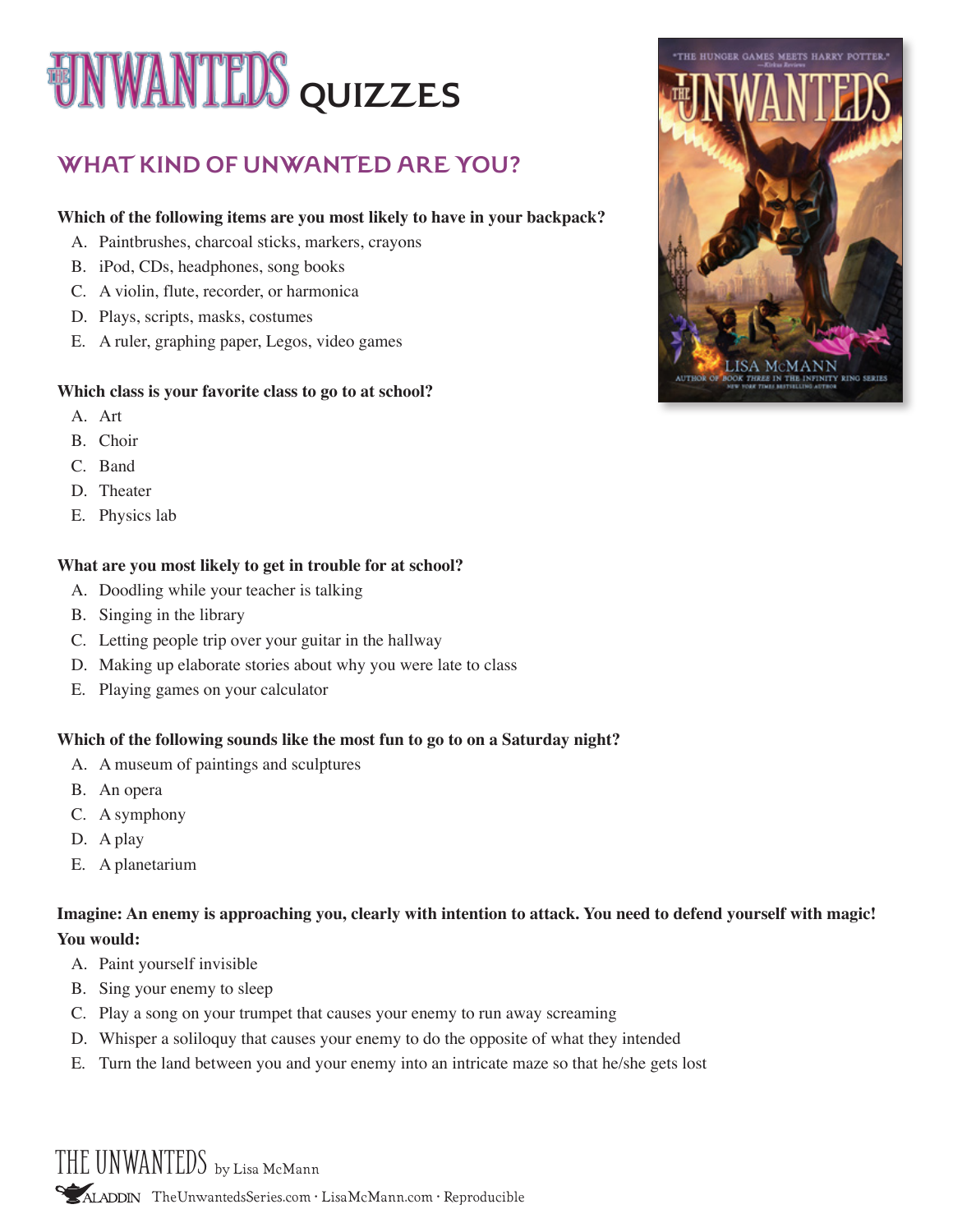# THE UNWANTEDS QUIZZES

## WHAT KIND OF UNWANTED ARE YOU?

**Which of the following items are you most likely to have in your backpack?**

A. Paintbrushes, charcoal sticks, markers, crayons
B. iPod, CDs, headphones, song books
C. A violin, flute, recorder, or harmonica
D. Plays, scripts, masks, costumes
E. A ruler, graphing paper, Legos, video games

**Which class is your favorite class to go to at school?**

A. Art
B. Choir
C. Band
D. Theater
E. Physics lab

**What are you most likely to get in trouble for at school?**

A. Doodling while your teacher is talking
B. Singing in the library
C. Letting people trip over your guitar in the hallway
D. Making up elaborate stories about why you were late to class
E. Playing games on your calculator

**Which of the following sounds like the most fun to go to on a Saturday night?**

A. A museum of paintings and sculptures
B. An opera
C. A symphony
D. A play
E. A planetarium

**Imagine: An enemy is approaching you, clearly with intention to attack. You need to defend yourself with magic! You would:**

A. Paint yourself invisible
B. Sing your enemy to sleep
C. Play a song on your trumpet that causes your enemy to run away screaming
D. Whisper a soliloquy that causes your enemy to do the opposite of what they intended
E. Turn the land between you and your enemy into an intricate maze so that he/she gets lost

THE UNWANTEDS by Lisa McMann

ALADDIN TheUnwantedsSeries.com · LisaMcMann.com · Reproducible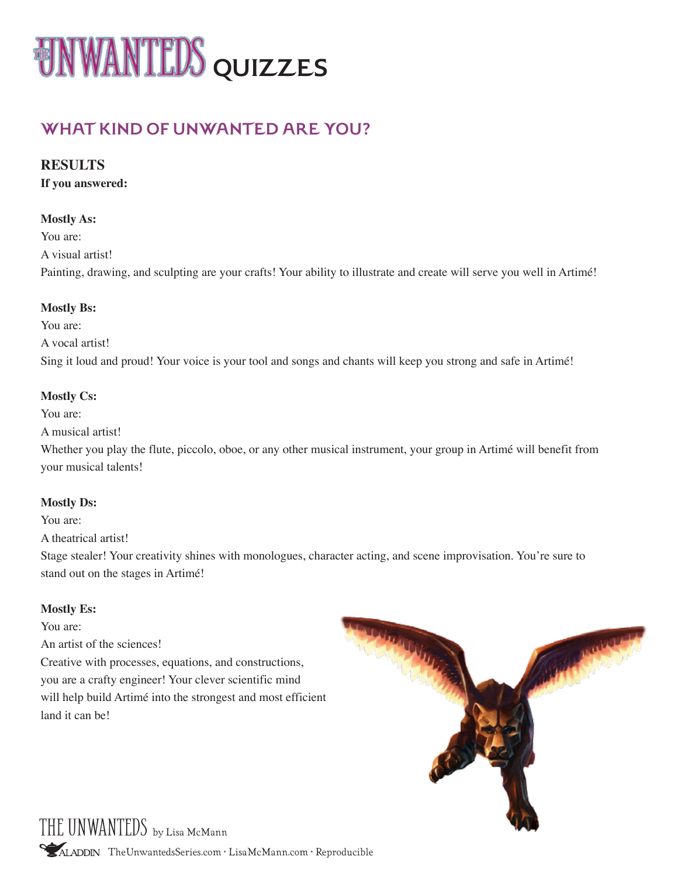# THE UNWANTEDS QUIZZES

## WHAT KIND OF UNWANTED ARE YOU?

### RESULTS

**If you answered:**

**Mostly As:**

You are:

A visual artist!

Painting, drawing, and sculpting are your crafts! Your ability to illustrate and create will serve you well in Artimé!

**Mostly Bs:**

You are:

A vocal artist!

Sing it loud and proud! Your voice is your tool and songs and chants will keep you strong and safe in Artimé!

**Mostly Cs:**

You are:

A musical artist!

Whether you play the flute, piccolo, oboe, or any other musical instrument, your group in Artimé will benefit from your musical talents!

**Mostly Ds:**

You are:

A theatrical artist!

Stage stealer! Your creativity shines with monologues, character acting, and scene improvisation. You're sure to stand out on the stages in Artimé!

**Mostly Es:**

You are:

An artist of the sciences!

Creative with processes, equations, and constructions, you are a crafty engineer! Your clever scientific mind will help build Artimé into the strongest and most efficient land it can be!

THE UNWANTEDS by Lisa McMann

ALADDIN TheUnwantedsSeries.com · LisaMcMann.com · Reproducible